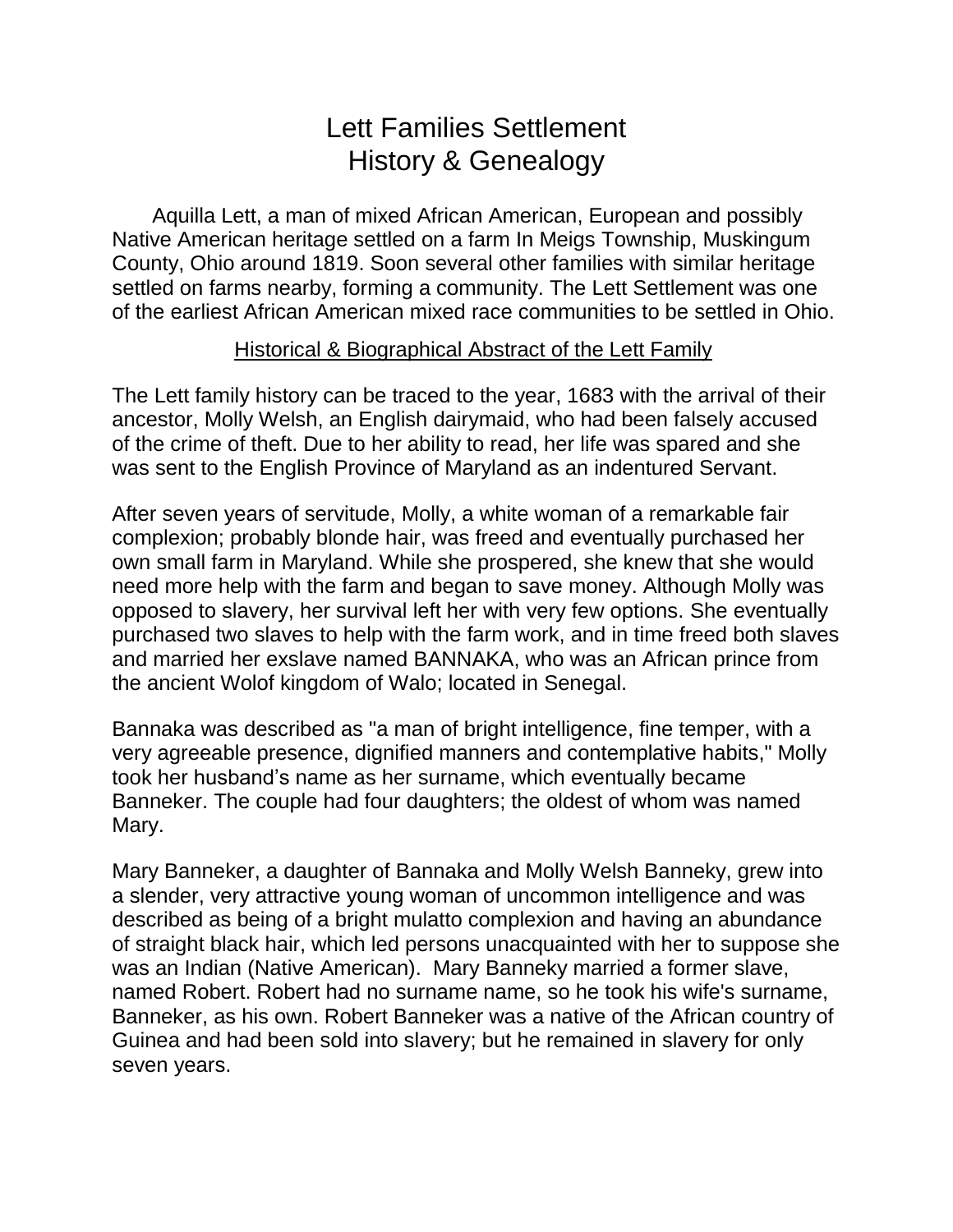# Lett Families Settlement
# History & Genealogy

Aquilla Lett, a man of mixed African American, European and possibly Native American heritage settled on a farm In Meigs Township, Muskingum County, Ohio around 1819. Soon several other families with similar heritage settled on farms nearby, forming a community. The Lett Settlement was one of the earliest African American mixed race communities to be settled in Ohio.

## Historical & Biographical Abstract of the Lett Family

The Lett family history can be traced to the year, 1683 with the arrival of their ancestor, Molly Welsh, an English dairymaid, who had been falsely accused of the crime of theft. Due to her ability to read, her life was spared and she was sent to the English Province of Maryland as an indentured Servant.

After seven years of servitude, Molly, a white woman of a remarkable fair complexion; probably blonde hair, was freed and eventually purchased her own small farm in Maryland. While she prospered, she knew that she would need more help with the farm and began to save money. Although Molly was opposed to slavery, her survival left her with very few options. She eventually purchased two slaves to help with the farm work, and in time freed both slaves and married her exslave named BANNAKA, who was an African prince from the ancient Wolof kingdom of Walo; located in Senegal.

Bannaka was described as "a man of bright intelligence, fine temper, with a very agreeable presence, dignified manners and contemplative habits," Molly took her husband's name as her surname, which eventually became Banneker. The couple had four daughters; the oldest of whom was named Mary.

Mary Banneker, a daughter of Bannaka and Molly Welsh Banneky, grew into a slender, very attractive young woman of uncommon intelligence and was described as being of a bright mulatto complexion and having an abundance of straight black hair, which led persons unacquainted with her to suppose she was an Indian (Native American). Mary Banneky married a former slave, named Robert. Robert had no surname name, so he took his wife's surname, Banneker, as his own. Robert Banneker was a native of the African country of Guinea and had been sold into slavery; but he remained in slavery for only seven years.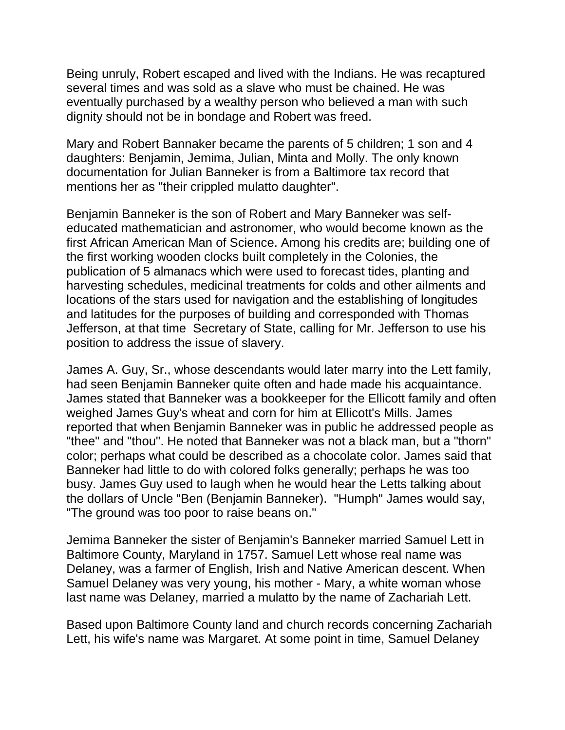Being unruly, Robert escaped and lived with the Indians. He was recaptured several times and was sold as a slave who must be chained. He was eventually purchased by a wealthy person who believed a man with such dignity should not be in bondage and Robert was freed.

Mary and Robert Bannaker became the parents of 5 children; 1 son and 4 daughters: Benjamin, Jemima, Julian, Minta and Molly. The only known documentation for Julian Banneker is from a Baltimore tax record that mentions her as "their crippled mulatto daughter".

Benjamin Banneker is the son of Robert and Mary Banneker was self-educated mathematician and astronomer, who would become known as the first African American Man of Science. Among his credits are; building one of the first working wooden clocks built completely in the Colonies, the publication of 5 almanacs which were used to forecast tides, planting and harvesting schedules, medicinal treatments for colds and other ailments and locations of the stars used for navigation and the establishing of longitudes and latitudes for the purposes of building and corresponded with Thomas Jefferson, at that time Secretary of State, calling for Mr. Jefferson to use his position to address the issue of slavery.

James A. Guy, Sr., whose descendants would later marry into the Lett family, had seen Benjamin Banneker quite often and hade made his acquaintance. James stated that Banneker was a bookkeeper for the Ellicott family and often weighed James Guy's wheat and corn for him at Ellicott's Mills. James reported that when Benjamin Banneker was in public he addressed people as "thee" and "thou". He noted that Banneker was not a black man, but a "thorn" color; perhaps what could be described as a chocolate color. James said that Banneker had little to do with colored folks generally; perhaps he was too busy. James Guy used to laugh when he would hear the Letts talking about the dollars of Uncle "Ben (Benjamin Banneker). "Humph" James would say, "The ground was too poor to raise beans on."

Jemima Banneker the sister of Benjamin's Banneker married Samuel Lett in Baltimore County, Maryland in 1757. Samuel Lett whose real name was Delaney, was a farmer of English, Irish and Native American descent. When Samuel Delaney was very young, his mother - Mary, a white woman whose last name was Delaney, married a mulatto by the name of Zachariah Lett.

Based upon Baltimore County land and church records concerning Zachariah Lett, his wife's name was Margaret. At some point in time, Samuel Delaney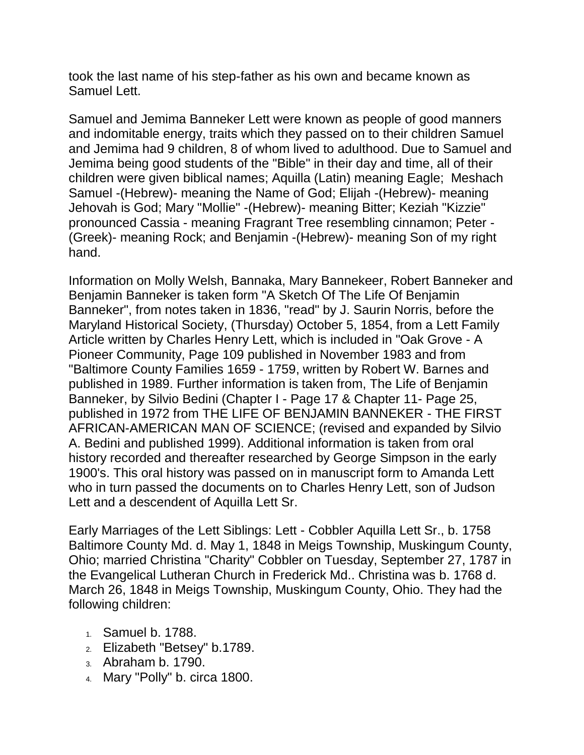took the last name of his step-father as his own and became known as Samuel Lett.

Samuel and Jemima Banneker Lett were known as people of good manners and indomitable energy, traits which they passed on to their children Samuel and Jemima had 9 children, 8 of whom lived to adulthood. Due to Samuel and Jemima being good students of the "Bible" in their day and time, all of their children were given biblical names; Aquilla (Latin) meaning Eagle;  Meshach Samuel -(Hebrew)- meaning the Name of God; Elijah -(Hebrew)- meaning Jehovah is God; Mary "Mollie" -(Hebrew)- meaning Bitter; Keziah "Kizzie" pronounced Cassia - meaning Fragrant Tree resembling cinnamon; Peter -(Greek)- meaning Rock; and Benjamin -(Hebrew)- meaning Son of my right hand.

Information on Molly Welsh, Bannaka, Mary Bannekeer, Robert Banneker and Benjamin Banneker is taken form "A Sketch Of The Life Of Benjamin Banneker", from notes taken in 1836, "read" by J. Saurin Norris, before the Maryland Historical Society, (Thursday) October 5, 1854, from a Lett Family Article written by Charles Henry Lett, which is included in "Oak Grove - A Pioneer Community, Page 109 published in November 1983 and from "Baltimore County Families 1659 - 1759, written by Robert W. Barnes and published in 1989. Further information is taken from, The Life of Benjamin Banneker, by Silvio Bedini (Chapter I - Page 17 & Chapter 11- Page 25, published in 1972 from THE LIFE OF BENJAMIN BANNEKER - THE FIRST AFRICAN-AMERICAN MAN OF SCIENCE; (revised and expanded by Silvio A. Bedini and published 1999). Additional information is taken from oral history recorded and thereafter researched by George Simpson in the early 1900's. This oral history was passed on in manuscript form to Amanda Lett who in turn passed the documents on to Charles Henry Lett, son of Judson Lett and a descendent of Aquilla Lett Sr.

Early Marriages of the Lett Siblings: Lett - Cobbler Aquilla Lett Sr., b. 1758 Baltimore County Md. d. May 1, 1848 in Meigs Township, Muskingum County, Ohio; married Christina "Charity" Cobbler on Tuesday, September 27, 1787 in the Evangelical Lutheran Church in Frederick Md.. Christina was b. 1768 d. March 26, 1848 in Meigs Township, Muskingum County, Ohio. They had the following children:

1. Samuel b. 1788.
2. Elizabeth "Betsey" b.1789.
3. Abraham b. 1790.
4. Mary "Polly" b. circa 1800.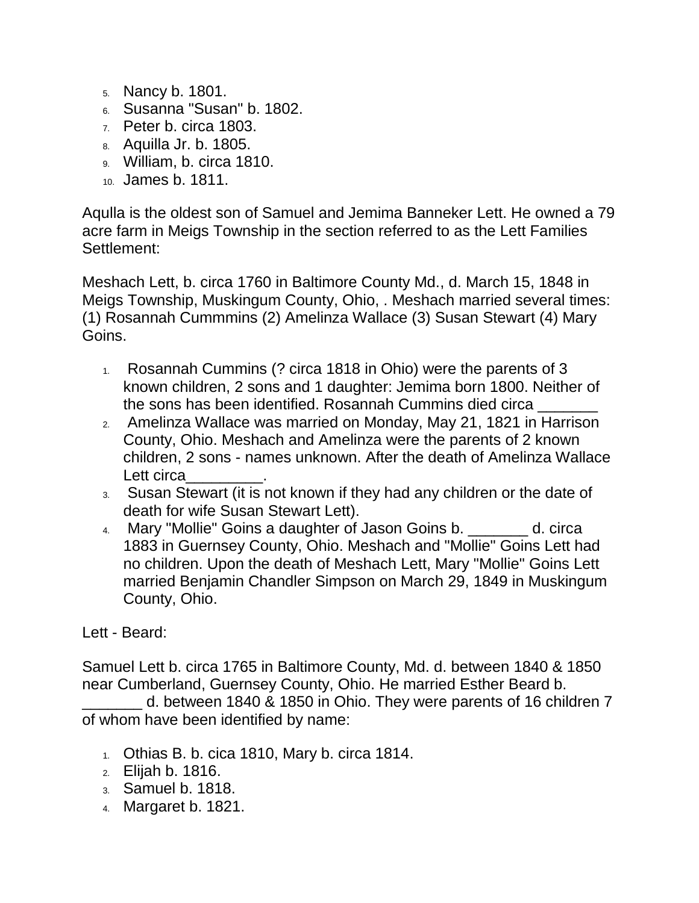5. Nancy b. 1801.
6. Susanna "Susan" b. 1802.
7. Peter b. circa 1803.
8. Aquilla Jr. b. 1805.
9. William, b. circa 1810.
10. James b. 1811.

Aqulla is the oldest son of Samuel and Jemima Banneker Lett. He owned a 79 acre farm in Meigs Township in the section referred to as the Lett Families Settlement:

Meshach Lett, b. circa 1760 in Baltimore County Md., d. March 15, 1848 in Meigs Township, Muskingum County, Ohio, . Meshach married several times: (1) Rosannah Cummmins (2) Amelinza Wallace (3) Susan Stewart (4) Mary Goins.

1. Rosannah Cummins (? circa 1818 in Ohio) were the parents of 3 known children, 2 sons and 1 daughter: Jemima born 1800. Neither of the sons has been identified. Rosannah Cummins died circa _______
2. Amelinza Wallace was married on Monday, May 21, 1821 in Harrison County, Ohio. Meshach and Amelinza were the parents of 2 known children, 2 sons - names unknown. After the death of Amelinza Wallace Lett circa_________.
3. Susan Stewart (it is not known if they had any children or the date of death for wife Susan Stewart Lett).
4. Mary "Mollie" Goins a daughter of Jason Goins b. _______ d. circa 1883 in Guernsey County, Ohio. Meshach and "Mollie" Goins Lett had no children. Upon the death of Meshach Lett, Mary "Mollie" Goins Lett married Benjamin Chandler Simpson on March 29, 1849 in Muskingum County, Ohio.

Lett - Beard:

Samuel Lett b. circa 1765 in Baltimore County, Md. d. between 1840 & 1850 near Cumberland, Guernsey County, Ohio. He married Esther Beard b. _______ d. between 1840 & 1850 in Ohio. They were parents of 16 children 7 of whom have been identified by name:

1. Othias B. b. cica 1810, Mary b. circa 1814.
2. Elijah b. 1816.
3. Samuel b. 1818.
4. Margaret b. 1821.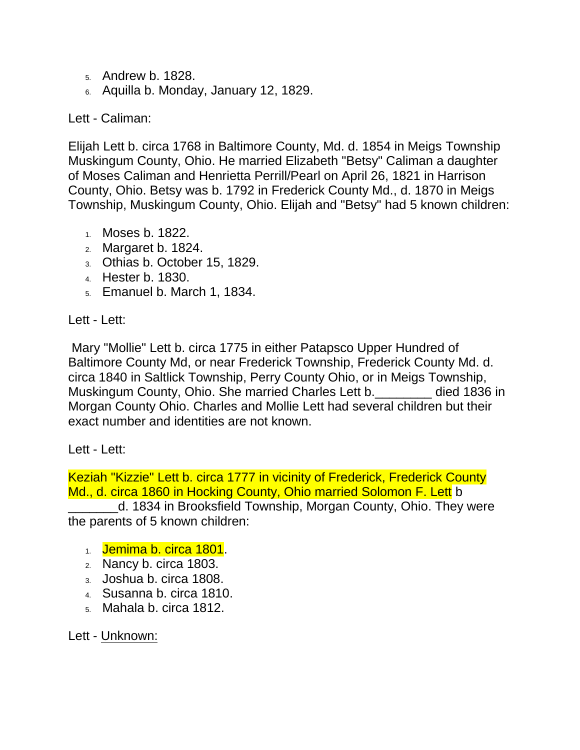5. Andrew b. 1828.
6. Aquilla b. Monday, January 12, 1829.

Lett - Caliman:

Elijah Lett b. circa 1768 in Baltimore County, Md. d. 1854 in Meigs Township Muskingum County, Ohio. He married Elizabeth "Betsy" Caliman a daughter of Moses Caliman and Henrietta Perrill/Pearl on April 26, 1821 in Harrison County, Ohio. Betsy was b. 1792 in Frederick County Md., d. 1870 in Meigs Township, Muskingum County, Ohio. Elijah and "Betsy" had 5 known children:

1. Moses b. 1822.
2. Margaret b. 1824.
3. Othias b. October 15, 1829.
4. Hester b. 1830.
5. Emanuel b. March 1, 1834.

Lett - Lett:

Mary "Mollie" Lett b. circa 1775 in either Patapsco Upper Hundred of Baltimore County Md, or near Frederick Township, Frederick County Md. d. circa 1840 in Saltlick Township, Perry County Ohio, or in Meigs Township, Muskingum County, Ohio. She married Charles Lett b.________ died 1836 in Morgan County Ohio. Charles and Mollie Lett had several children but their exact number and identities are not known.

Lett - Lett:

Keziah "Kizzie" Lett b. circa 1777 in vicinity of Frederick, Frederick County Md., d. circa 1860 in Hocking County, Ohio married Solomon F. Lett b _______d. 1834 in Brooksfield Township, Morgan County, Ohio. They were the parents of 5 known children:

1. Jemima b. circa 1801.
2. Nancy b. circa 1803.
3. Joshua b. circa 1808.
4. Susanna b. circa 1810.
5. Mahala b. circa 1812.

Lett - Unknown: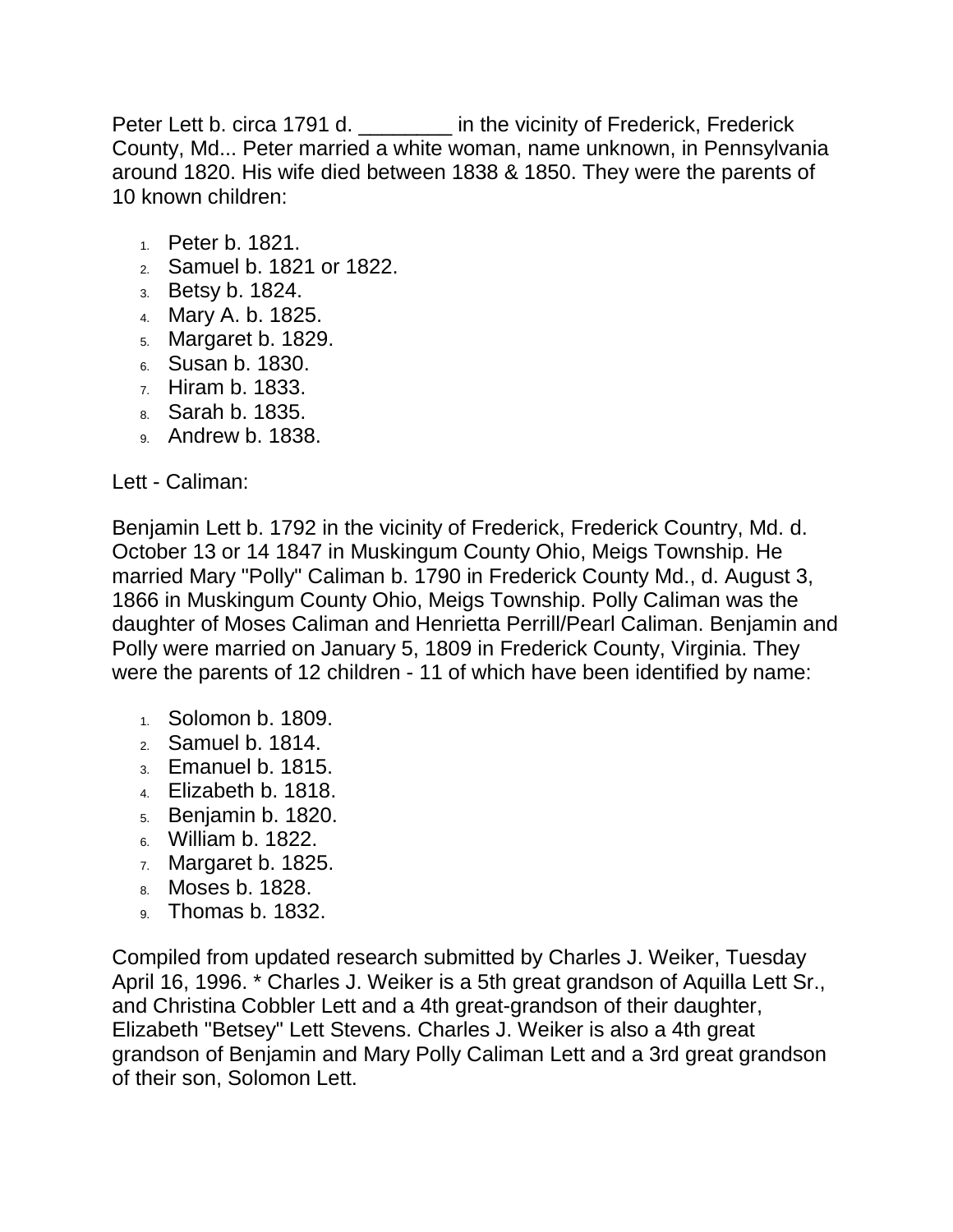Peter Lett b. circa 1791 d. ________ in the vicinity of Frederick, Frederick County, Md... Peter married a white woman, name unknown, in Pennsylvania around 1820. His wife died between 1838 & 1850. They were the parents of 10 known children:

1. Peter b. 1821.
2. Samuel b. 1821 or 1822.
3. Betsy b. 1824.
4. Mary A. b. 1825.
5. Margaret b. 1829.
6. Susan b. 1830.
7. Hiram b. 1833.
8. Sarah b. 1835.
9. Andrew b. 1838.

Lett - Caliman:

Benjamin Lett b. 1792 in the vicinity of Frederick, Frederick Country, Md. d. October 13 or 14 1847 in Muskingum County Ohio, Meigs Township. He married Mary "Polly" Caliman b. 1790 in Frederick County Md., d. August 3, 1866 in Muskingum County Ohio, Meigs Township. Polly Caliman was the daughter of Moses Caliman and Henrietta Perrill/Pearl Caliman. Benjamin and Polly were married on January 5, 1809 in Frederick County, Virginia. They were the parents of 12 children - 11 of which have been identified by name:

1. Solomon b. 1809.
2. Samuel b. 1814.
3. Emanuel b. 1815.
4. Elizabeth b. 1818.
5. Benjamin b. 1820.
6. William b. 1822.
7. Margaret b. 1825.
8. Moses b. 1828.
9. Thomas b. 1832.

Compiled from updated research submitted by Charles J. Weiker, Tuesday April 16, 1996. * Charles J. Weiker is a 5th great grandson of Aquilla Lett Sr., and Christina Cobbler Lett and a 4th great-grandson of their daughter, Elizabeth "Betsey" Lett Stevens. Charles J. Weiker is also a 4th great grandson of Benjamin and Mary Polly Caliman Lett and a 3rd great grandson of their son, Solomon Lett.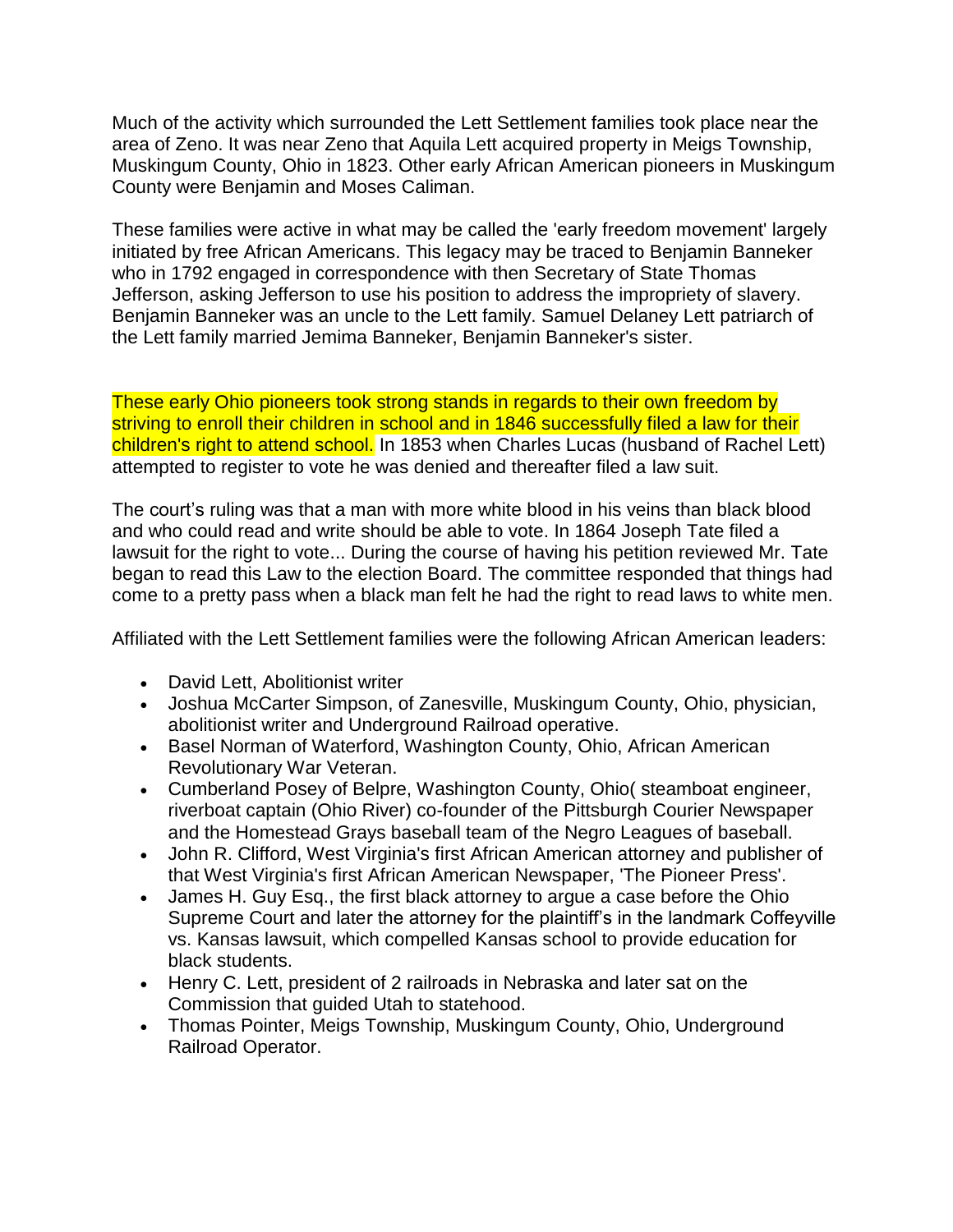Much of the activity which surrounded the Lett Settlement families took place near the area of Zeno. It was near Zeno that Aquila Lett acquired property in Meigs Township, Muskingum County, Ohio in 1823. Other early African American pioneers in Muskingum County were Benjamin and Moses Caliman.

These families were active in what may be called the 'early freedom movement' largely initiated by free African Americans. This legacy may be traced to Benjamin Banneker who in 1792 engaged in correspondence with then Secretary of State Thomas Jefferson, asking Jefferson to use his position to address the impropriety of slavery. Benjamin Banneker was an uncle to the Lett family. Samuel Delaney Lett patriarch of the Lett family married Jemima Banneker, Benjamin Banneker's sister.

These early Ohio pioneers took strong stands in regards to their own freedom by striving to enroll their children in school and in 1846 successfully filed a law for their children's right to attend school. In 1853 when Charles Lucas (husband of Rachel Lett) attempted to register to vote he was denied and thereafter filed a law suit.

The court's ruling was that a man with more white blood in his veins than black blood and who could read and write should be able to vote. In 1864 Joseph Tate filed a lawsuit for the right to vote... During the course of having his petition reviewed Mr. Tate began to read this Law to the election Board. The committee responded that things had come to a pretty pass when a black man felt he had the right to read laws to white men.

Affiliated with the Lett Settlement families were the following African American leaders:

- David Lett, Abolitionist writer
- Joshua McCarter Simpson, of Zanesville, Muskingum County, Ohio, physician, abolitionist writer and Underground Railroad operative.
- Basel Norman of Waterford, Washington County, Ohio, African American Revolutionary War Veteran.
- Cumberland Posey of Belpre, Washington County, Ohio( steamboat engineer, riverboat captain (Ohio River) co-founder of the Pittsburgh Courier Newspaper and the Homestead Grays baseball team of the Negro Leagues of baseball.
- John R. Clifford, West Virginia's first African American attorney and publisher of that West Virginia's first African American Newspaper, 'The Pioneer Press'.
- James H. Guy Esq., the first black attorney to argue a case before the Ohio Supreme Court and later the attorney for the plaintiff's in the landmark Coffeyville vs. Kansas lawsuit, which compelled Kansas school to provide education for black students.
- Henry C. Lett, president of 2 railroads in Nebraska and later sat on the Commission that guided Utah to statehood.
- Thomas Pointer, Meigs Township, Muskingum County, Ohio, Underground Railroad Operator.